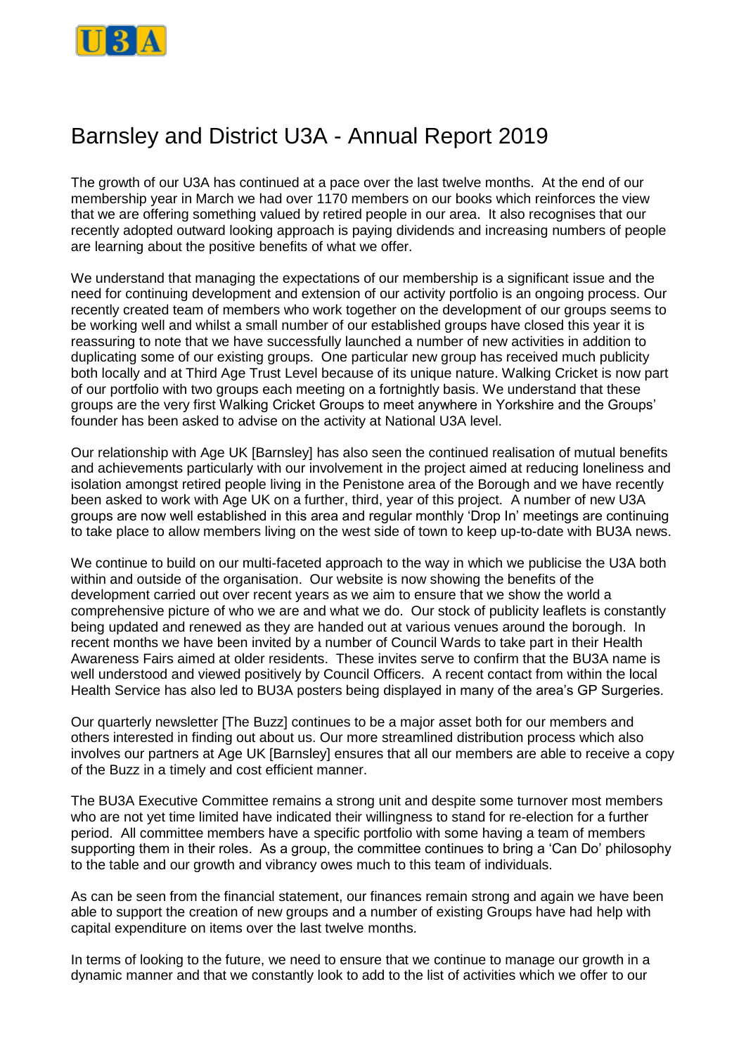# Barnsley and District U3A - Annual Report 2019

The growth of our U3A has continued at a pace over the last twelve months. At the end of our membership year in March we had over 1170 members on our books which reinforces the view that we are offering something valued by retired people in our area. It also recognises that our recently adopted outward looking approach is paying dividends and increasing numbers of people are learning about the positive benefits of what we offer.

We understand that managing the expectations of our membership is a significant issue and the need for continuing development and extension of our activity portfolio is an ongoing process. Our recently created team of members who work together on the development of our groups seems to be working well and whilst a small number of our established groups have closed this year it is reassuring to note that we have successfully launched a number of new activities in addition to duplicating some of our existing groups. One particular new group has received much publicity both locally and at Third Age Trust Level because of its unique nature. Walking Cricket is now part of our portfolio with two groups each meeting on a fortnightly basis. We understand that these groups are the very first Walking Cricket Groups to meet anywhere in Yorkshire and the Groups' founder has been asked to advise on the activity at National U3A level.

Our relationship with Age UK [Barnsley] has also seen the continued realisation of mutual benefits and achievements particularly with our involvement in the project aimed at reducing loneliness and isolation amongst retired people living in the Penistone area of the Borough and we have recently been asked to work with Age UK on a further, third, year of this project. A number of new U3A groups are now well established in this area and regular monthly 'Drop In' meetings are continuing to take place to allow members living on the west side of town to keep up-to-date with BU3A news.

We continue to build on our multi-faceted approach to the way in which we publicise the U3A both within and outside of the organisation. Our website is now showing the benefits of the development carried out over recent years as we aim to ensure that we show the world a comprehensive picture of who we are and what we do. Our stock of publicity leaflets is constantly being updated and renewed as they are handed out at various venues around the borough. In recent months we have been invited by a number of Council Wards to take part in their Health Awareness Fairs aimed at older residents. These invites serve to confirm that the BU3A name is well understood and viewed positively by Council Officers. A recent contact from within the local Health Service has also led to BU3A posters being displayed in many of the area's GP Surgeries.

Our quarterly newsletter [The Buzz] continues to be a major asset both for our members and others interested in finding out about us. Our more streamlined distribution process which also involves our partners at Age UK [Barnsley] ensures that all our members are able to receive a copy of the Buzz in a timely and cost efficient manner.

The BU3A Executive Committee remains a strong unit and despite some turnover most members who are not yet time limited have indicated their willingness to stand for re-election for a further period. All committee members have a specific portfolio with some having a team of members supporting them in their roles. As a group, the committee continues to bring a 'Can Do' philosophy to the table and our growth and vibrancy owes much to this team of individuals.

As can be seen from the financial statement, our finances remain strong and again we have been able to support the creation of new groups and a number of existing Groups have had help with capital expenditure on items over the last twelve months.

In terms of looking to the future, we need to ensure that we continue to manage our growth in a dynamic manner and that we constantly look to add to the list of activities which we offer to our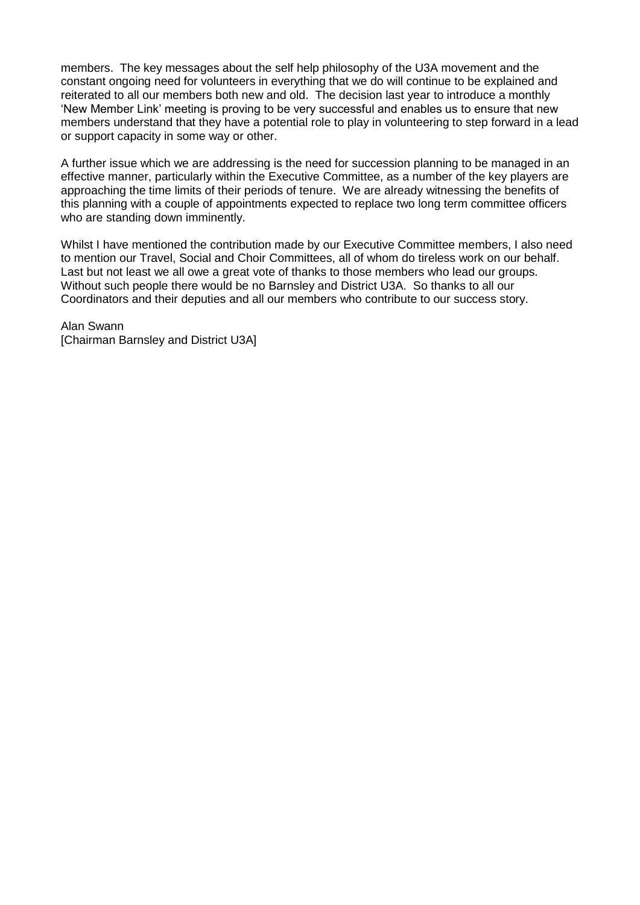members. The key messages about the self help philosophy of the U3A movement and the constant ongoing need for volunteers in everything that we do will continue to be explained and reiterated to all our members both new and old. The decision last year to introduce a monthly 'New Member Link' meeting is proving to be very successful and enables us to ensure that new members understand that they have a potential role to play in volunteering to step forward in a lead or support capacity in some way or other.

A further issue which we are addressing is the need for succession planning to be managed in an effective manner, particularly within the Executive Committee, as a number of the key players are approaching the time limits of their periods of tenure. We are already witnessing the benefits of this planning with a couple of appointments expected to replace two long term committee officers who are standing down imminently.

Whilst I have mentioned the contribution made by our Executive Committee members, I also need to mention our Travel, Social and Choir Committees, all of whom do tireless work on our behalf. Last but not least we all owe a great vote of thanks to those members who lead our groups. Without such people there would be no Barnsley and District U3A. So thanks to all our Coordinators and their deputies and all our members who contribute to our success story.

Alan Swann
[Chairman Barnsley and District U3A]